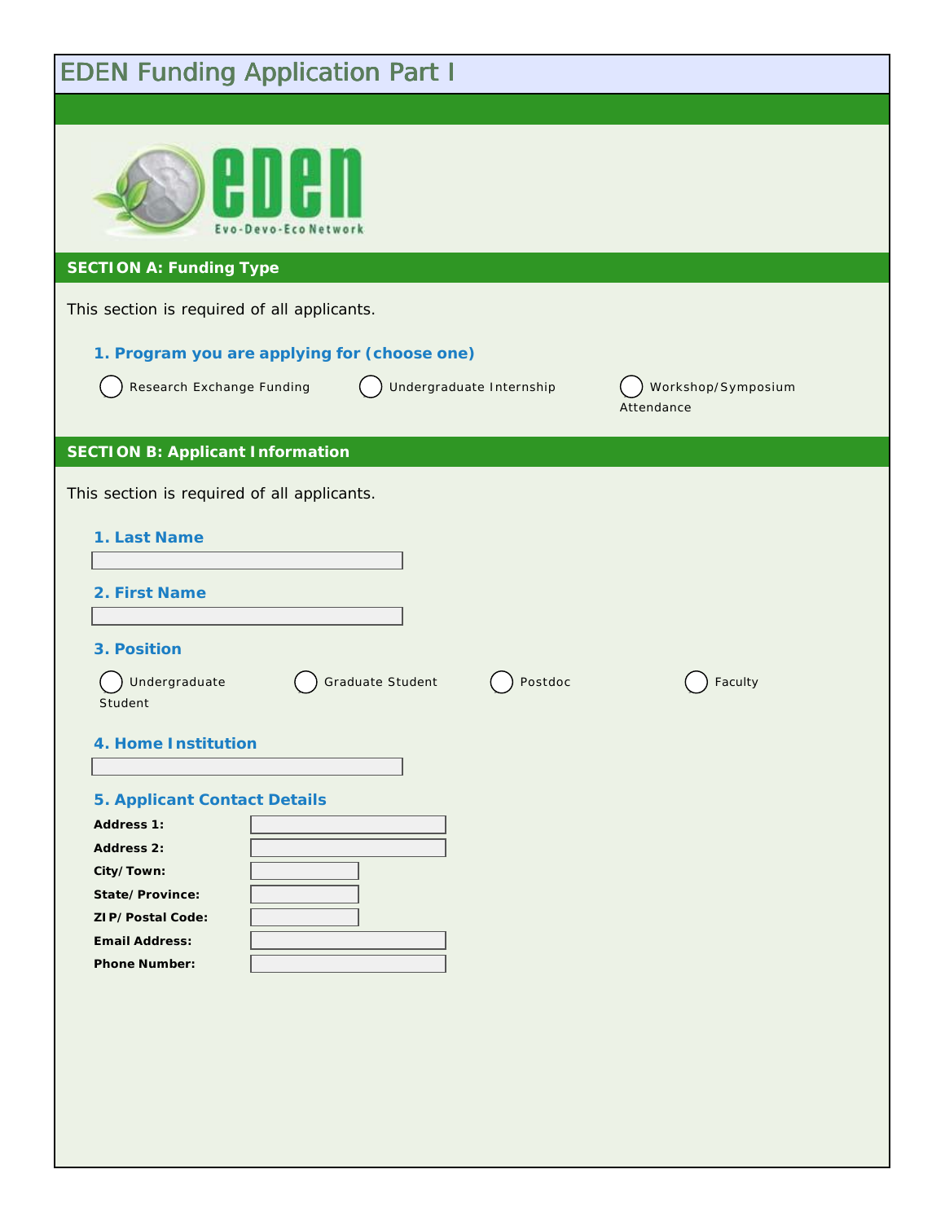# EDEN Funding Application Part I

eden
Evo-Devo-Eco Network

## SECTION A: Funding Type

This section is required of all applicants.

### 1. Program you are applying for (choose one)

- ◯ Research Exchange Funding
- ◯ Undergraduate Internship
- ◯ Workshop/Symposium Attendance

## SECTION B: Applicant Information

This section is required of all applicants.

### 1. Last Name

### 2. First Name

### 3. Position

- ◯ Undergraduate Student
- ◯ Graduate Student
- ◯ Postdoc
- ◯ Faculty

### 4. Home Institution

### 5. Applicant Contact Details

**Address 1:**

**Address 2:**

**City/Town:**

**State/Province:**

**ZIP/Postal Code:**

**Email Address:**

**Phone Number:**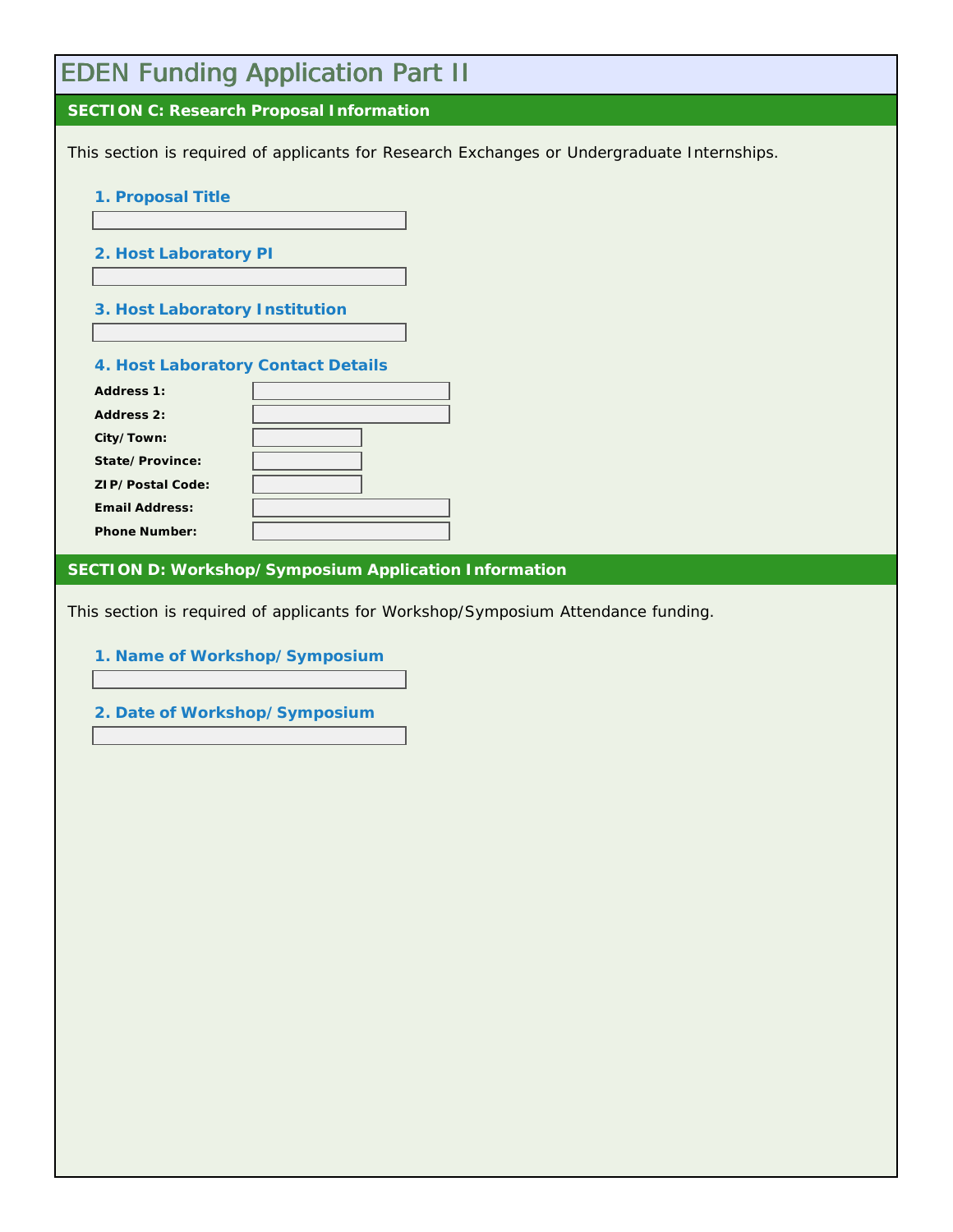# EDEN Funding Application Part II

## SECTION C: Research Proposal Information

This section is required of applicants for Research Exchanges or Undergraduate Internships.

### 1. Proposal Title

### 2. Host Laboratory PI

### 3. Host Laboratory Institution

### 4. Host Laboratory Contact Details

**Address 1:**

**Address 2:**

**City/Town:**

**State/Province:**

**ZIP/Postal Code:**

**Email Address:**

**Phone Number:**

## SECTION D: Workshop/Symposium Application Information

This section is required of applicants for Workshop/Symposium Attendance funding.

### 1. Name of Workshop/Symposium

### 2. Date of Workshop/Symposium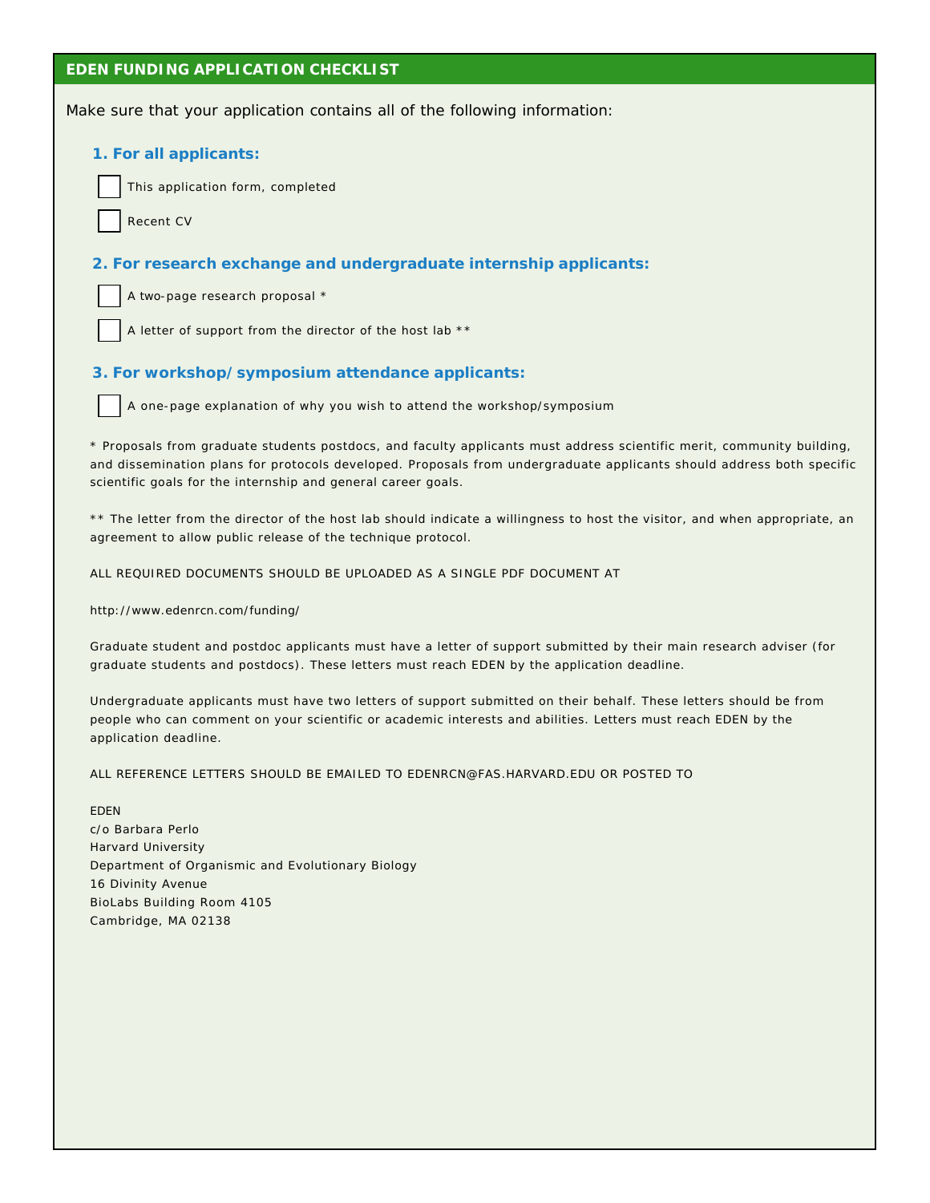## EDEN FUNDING APPLICATION CHECKLIST

Make sure that your application contains all of the following information:

### 1. For all applicants:

- [ ] This application form, completed
- [ ] Recent CV

### 2. For research exchange and undergraduate internship applicants:

- [ ] A two-page research proposal *
- [ ] A letter of support from the director of the host lab **

### 3. For workshop/symposium attendance applicants:

- [ ] A one-page explanation of why you wish to attend the workshop/symposium

* Proposals from graduate students postdocs, and faculty applicants must address scientific merit, community building, and dissemination plans for protocols developed. Proposals from undergraduate applicants should address both specific scientific goals for the internship and general career goals.

** The letter from the director of the host lab should indicate a willingness to host the visitor, and when appropriate, an agreement to allow public release of the technique protocol.

ALL REQUIRED DOCUMENTS SHOULD BE UPLOADED AS A SINGLE PDF DOCUMENT AT

http://www.edenrcn.com/funding/

Graduate student and postdoc applicants must have a letter of support submitted by their main research adviser (for graduate students and postdocs). These letters must reach EDEN by the application deadline.

Undergraduate applicants must have two letters of support submitted on their behalf. These letters should be from people who can comment on your scientific or academic interests and abilities. Letters must reach EDEN by the application deadline.

ALL REFERENCE LETTERS SHOULD BE EMAILED TO EDENRCN@FAS.HARVARD.EDU OR POSTED TO

EDEN
c/o Barbara Perlo
Harvard University
Department of Organismic and Evolutionary Biology
16 Divinity Avenue
BioLabs Building Room 4105
Cambridge, MA 02138